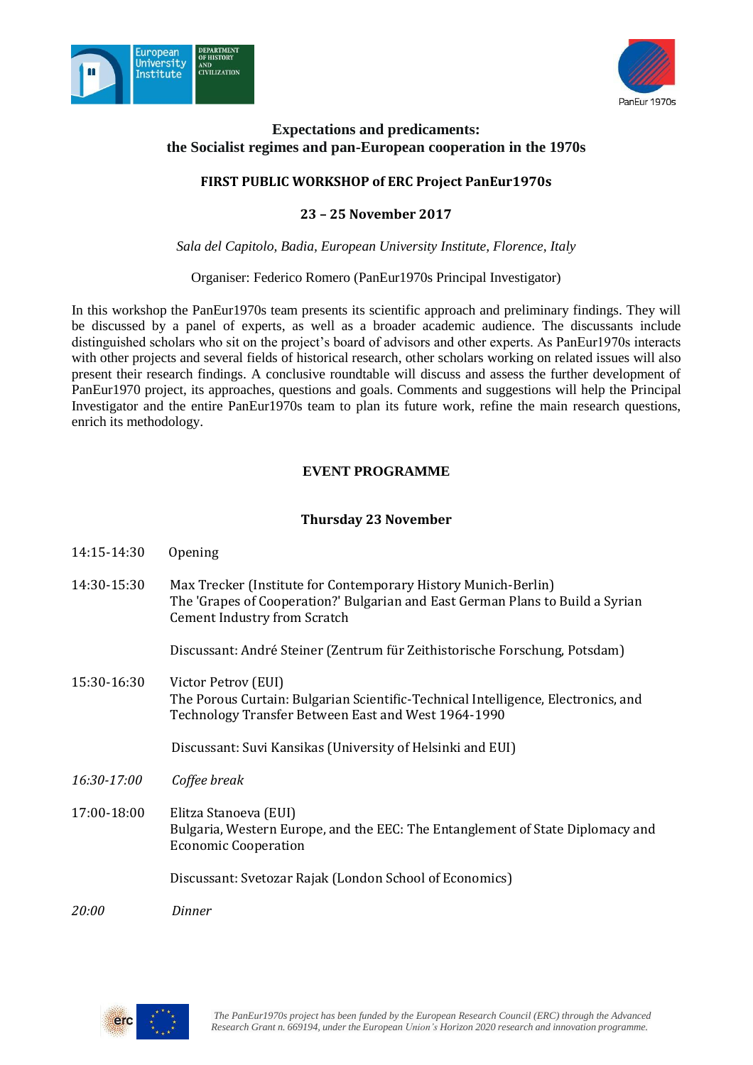# Expectations and predicaments: the Socialist regimes and pan-European cooperation in the 1970s

## FIRST PUBLIC WORKSHOP of ERC Project PanEur1970s

### 23 – 25 November 2017

*Sala del Capitolo, Badia, European University Institute, Florence, Italy*

Organiser: Federico Romero (PanEur1970s Principal Investigator)

In this workshop the PanEur1970s team presents its scientific approach and preliminary findings. They will be discussed by a panel of experts, as well as a broader academic audience. The discussants include distinguished scholars who sit on the project's board of advisors and other experts. As PanEur1970s interacts with other projects and several fields of historical research, other scholars working on related issues will also present their research findings. A conclusive roundtable will discuss and assess the further development of PanEur1970 project, its approaches, questions and goals. Comments and suggestions will help the Principal Investigator and the entire PanEur1970s team to plan its future work, refine the main research questions, enrich its methodology.

## EVENT PROGRAMME

### Thursday 23 November

14:15-14:30 Opening

14:30-15:30 Max Trecker (Institute for Contemporary History Munich-Berlin)
The 'Grapes of Cooperation?' Bulgarian and East German Plans to Build a Syrian Cement Industry from Scratch

Discussant: André Steiner (Zentrum für Zeithistorische Forschung, Potsdam)

15:30-16:30 Victor Petrov (EUI)
The Porous Curtain: Bulgarian Scientific-Technical Intelligence, Electronics, and Technology Transfer Between East and West 1964-1990

Discussant: Suvi Kansikas (University of Helsinki and EUI)

*16:30-17:00 Coffee break*

17:00-18:00 Elitza Stanoeva (EUI)
Bulgaria, Western Europe, and the EEC: The Entanglement of State Diplomacy and Economic Cooperation

Discussant: Svetozar Rajak (London School of Economics)

*20:00 Dinner*

*The PanEur1970s project has been funded by the European Research Council (ERC) through the Advanced Research Grant n. 669194, under the European Union's Horizon 2020 research and innovation programme.*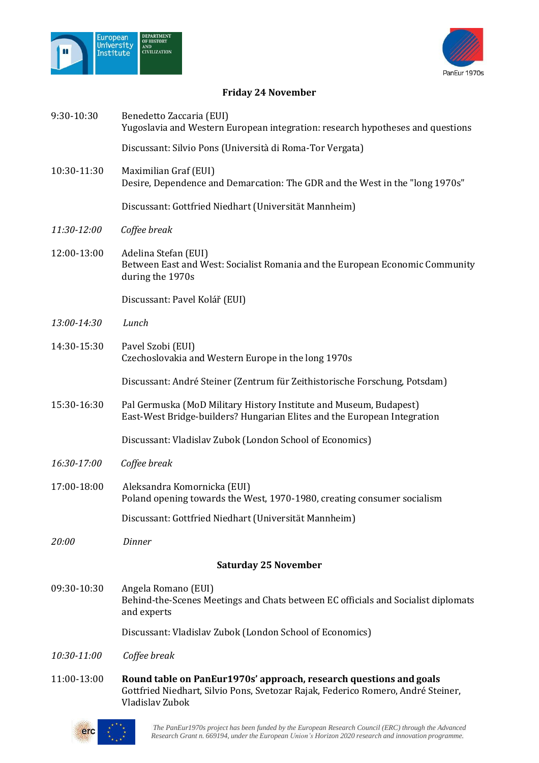## Friday 24 November

9:30-10:30 Benedetto Zaccaria (EUI)
Yugoslavia and Western European integration: research hypotheses and questions

Discussant: Silvio Pons (Università di Roma-Tor Vergata)

10:30-11:30 Maximilian Graf (EUI)
Desire, Dependence and Demarcation: The GDR and the West in the "long 1970s"

Discussant: Gottfried Niedhart (Universität Mannheim)

*11:30-12:00 Coffee break*

12:00-13:00 Adelina Stefan (EUI)
Between East and West: Socialist Romania and the European Economic Community during the 1970s

Discussant: Pavel Kolář (EUI)

*13:00-14:30 Lunch*

14:30-15:30 Pavel Szobi (EUI)
Czechoslovakia and Western Europe in the long 1970s

Discussant: André Steiner (Zentrum für Zeithistorische Forschung, Potsdam)

15:30-16:30 Pal Germuska (MoD Military History Institute and Museum, Budapest)
East-West Bridge-builders? Hungarian Elites and the European Integration

Discussant: Vladislav Zubok (London School of Economics)

*16:30-17:00 Coffee break*

17:00-18:00 Aleksandra Komornicka (EUI)
Poland opening towards the West, 1970-1980, creating consumer socialism

Discussant: Gottfried Niedhart (Universität Mannheim)

*20:00 Dinner*

## Saturday 25 November

09:30-10:30 Angela Romano (EUI)
Behind-the-Scenes Meetings and Chats between EC officials and Socialist diplomats and experts

Discussant: Vladislav Zubok (London School of Economics)

*10:30-11:00 Coffee break*

11:00-13:00 **Round table on PanEur1970s' approach, research questions and goals**
Gottfried Niedhart, Silvio Pons, Svetozar Rajak, Federico Romero, André Steiner, Vladislav Zubok

*The PanEur1970s project has been funded by the European Research Council (ERC) through the Advanced Research Grant n. 669194, under the European Union's Horizon 2020 research and innovation programme.*